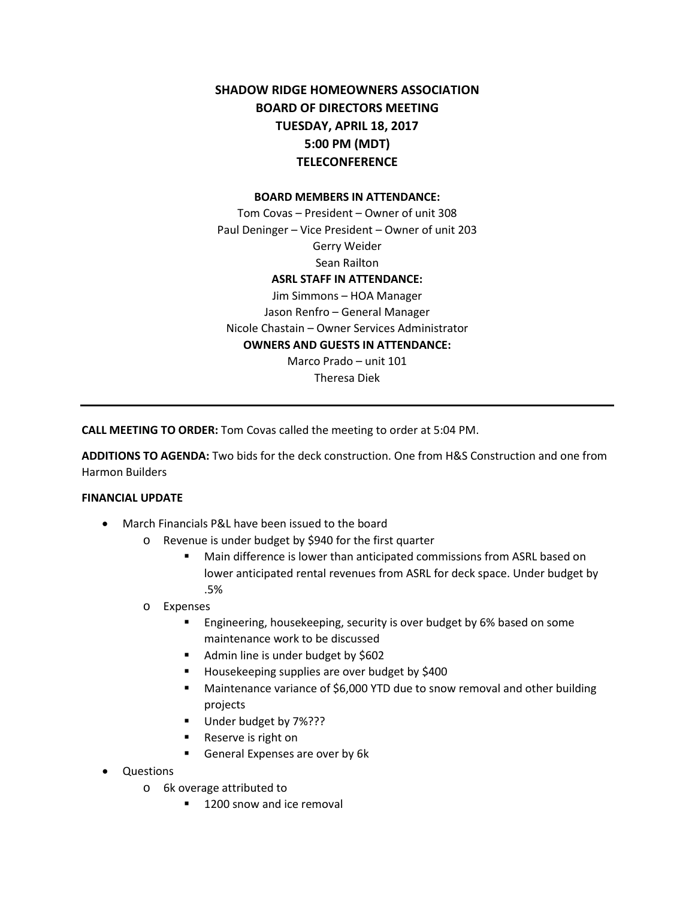# SHADOW RIDGE HOMEOWNERS ASSOCIATION
# BOARD OF DIRECTORS MEETING
# TUESDAY, APRIL 18, 2017
# 5:00 PM (MDT)
# TELECONFERENCE

**BOARD MEMBERS IN ATTENDANCE:**

Tom Covas – President – Owner of unit 308
Paul Deninger – Vice President – Owner of unit 203
Gerry Weider
Sean Railton

**ASRL STAFF IN ATTENDANCE:**

Jim Simmons – HOA Manager
Jason Renfro – General Manager
Nicole Chastain – Owner Services Administrator

**OWNERS AND GUESTS IN ATTENDANCE:**

Marco Prado – unit 101
Theresa Diek

---

**CALL MEETING TO ORDER:** Tom Covas called the meeting to order at 5:04 PM.

**ADDITIONS TO AGENDA:** Two bids for the deck construction. One from H&S Construction and one from Harmon Builders

**FINANCIAL UPDATE**

- March Financials P&L have been issued to the board
  - Revenue is under budget by $940 for the first quarter
    - Main difference is lower than anticipated commissions from ASRL based on lower anticipated rental revenues from ASRL for deck space. Under budget by .5%
  - Expenses
    - Engineering, housekeeping, security is over budget by 6% based on some maintenance work to be discussed
    - Admin line is under budget by $602
    - Housekeeping supplies are over budget by $400
    - Maintenance variance of $6,000 YTD due to snow removal and other building projects
    - Under budget by 7%???
    - Reserve is right on
    - General Expenses are over by 6k
- Questions
  - 6k overage attributed to
    - 1200 snow and ice removal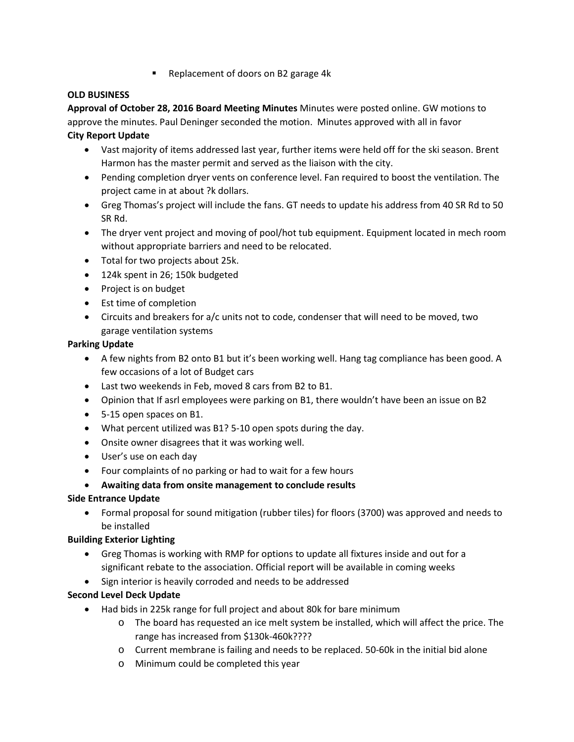- Replacement of doors on B2 garage 4k

**OLD BUSINESS**

**Approval of October 28, 2016 Board Meeting Minutes** Minutes were posted online. GW motions to approve the minutes. Paul Deninger seconded the motion. Minutes approved with all in favor

**City Report Update**

- Vast majority of items addressed last year, further items were held off for the ski season. Brent Harmon has the master permit and served as the liaison with the city.
- Pending completion dryer vents on conference level. Fan required to boost the ventilation. The project came in at about ?k dollars.
- Greg Thomas's project will include the fans. GT needs to update his address from 40 SR Rd to 50 SR Rd.
- The dryer vent project and moving of pool/hot tub equipment. Equipment located in mech room without appropriate barriers and need to be relocated.
- Total for two projects about 25k.
- 124k spent in 26; 150k budgeted
- Project is on budget
- Est time of completion
- Circuits and breakers for a/c units not to code, condenser that will need to be moved, two garage ventilation systems

**Parking Update**

- A few nights from B2 onto B1 but it's been working well. Hang tag compliance has been good. A few occasions of a lot of Budget cars
- Last two weekends in Feb, moved 8 cars from B2 to B1.
- Opinion that If asrl employees were parking on B1, there wouldn't have been an issue on B2
- 5-15 open spaces on B1.
- What percent utilized was B1? 5-10 open spots during the day.
- Onsite owner disagrees that it was working well.
- User's use on each day
- Four complaints of no parking or had to wait for a few hours
- **Awaiting data from onsite management to conclude results**

**Side Entrance Update**

- Formal proposal for sound mitigation (rubber tiles) for floors (3700) was approved and needs to be installed

**Building Exterior Lighting**

- Greg Thomas is working with RMP for options to update all fixtures inside and out for a significant rebate to the association. Official report will be available in coming weeks
- Sign interior is heavily corroded and needs to be addressed

**Second Level Deck Update**

- Had bids in 225k range for full project and about 80k for bare minimum
    - The board has requested an ice melt system be installed, which will affect the price. The range has increased from $130k-460k????
    - Current membrane is failing and needs to be replaced. 50-60k in the initial bid alone
    - Minimum could be completed this year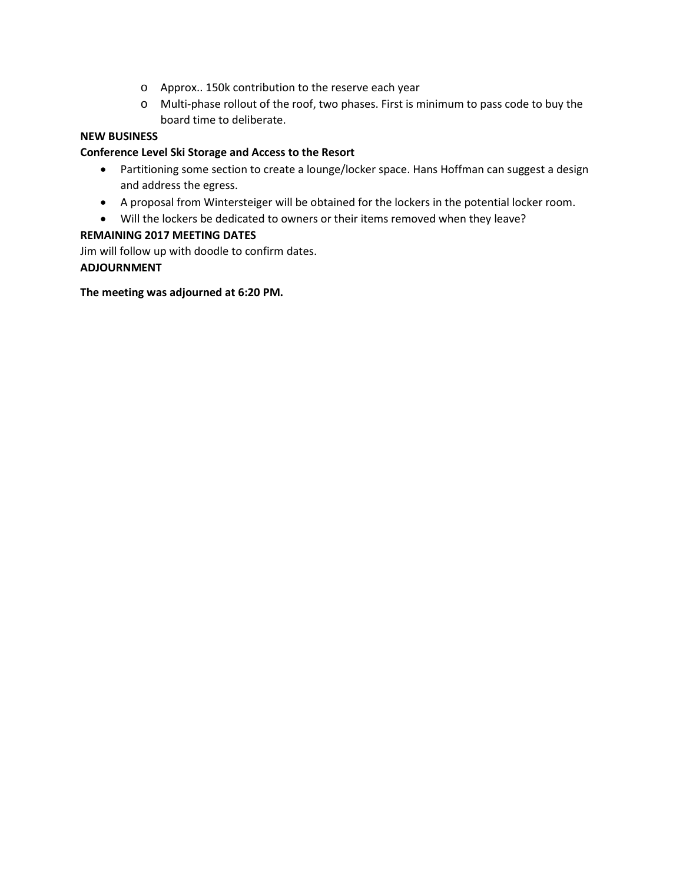- Approx.. 150k contribution to the reserve each year
  - Multi-phase rollout of the roof, two phases. First is minimum to pass code to buy the board time to deliberate.

**NEW BUSINESS**

**Conference Level Ski Storage and Access to the Resort**

- Partitioning some section to create a lounge/locker space. Hans Hoffman can suggest a design and address the egress.
- A proposal from Wintersteiger will be obtained for the lockers in the potential locker room.
- Will the lockers be dedicated to owners or their items removed when they leave?

**REMAINING 2017 MEETING DATES**

Jim will follow up with doodle to confirm dates.

**ADJOURNMENT**

**The meeting was adjourned at 6:20 PM.**